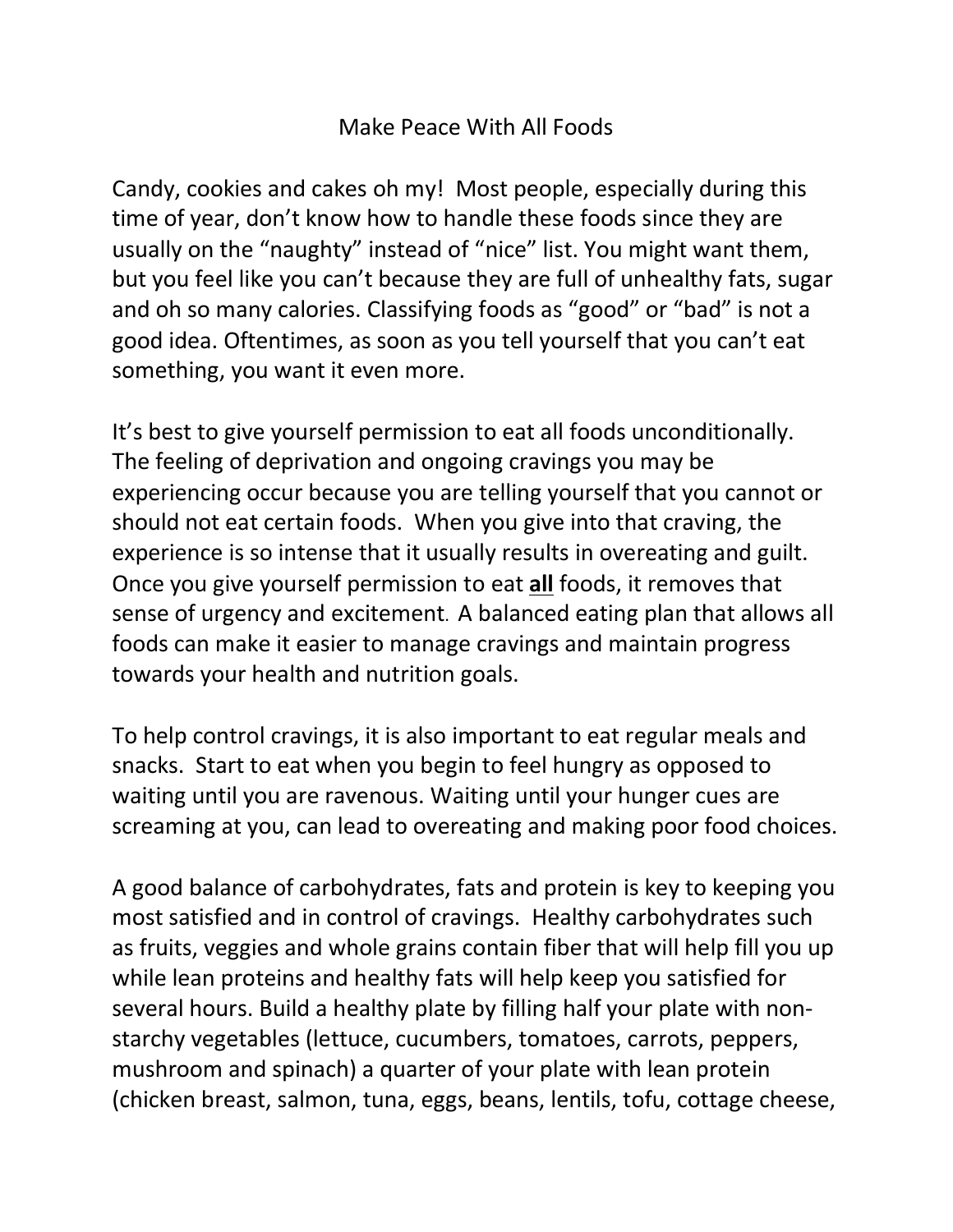# Make Peace With All Foods

Candy, cookies and cakes oh my! Most people, especially during this time of year, don't know how to handle these foods since they are usually on the "naughty" instead of "nice" list. You might want them, but you feel like you can't because they are full of unhealthy fats, sugar and oh so many calories. Classifying foods as "good" or "bad" is not a good idea. Oftentimes, as soon as you tell yourself that you can't eat something, you want it even more.

It's best to give yourself permission to eat all foods unconditionally. The feeling of deprivation and ongoing cravings you may be experiencing occur because you are telling yourself that you cannot or should not eat certain foods. When you give into that craving, the experience is so intense that it usually results in overeating and guilt. Once you give yourself permission to eat **all** foods, it removes that sense of urgency and excitement. A balanced eating plan that allows all foods can make it easier to manage cravings and maintain progress towards your health and nutrition goals.

To help control cravings, it is also important to eat regular meals and snacks. Start to eat when you begin to feel hungry as opposed to waiting until you are ravenous. Waiting until your hunger cues are screaming at you, can lead to overeating and making poor food choices.

A good balance of carbohydrates, fats and protein is key to keeping you most satisfied and in control of cravings. Healthy carbohydrates such as fruits, veggies and whole grains contain fiber that will help fill you up while lean proteins and healthy fats will help keep you satisfied for several hours. Build a healthy plate by filling half your plate with non-starchy vegetables (lettuce, cucumbers, tomatoes, carrots, peppers, mushroom and spinach) a quarter of your plate with lean protein (chicken breast, salmon, tuna, eggs, beans, lentils, tofu, cottage cheese,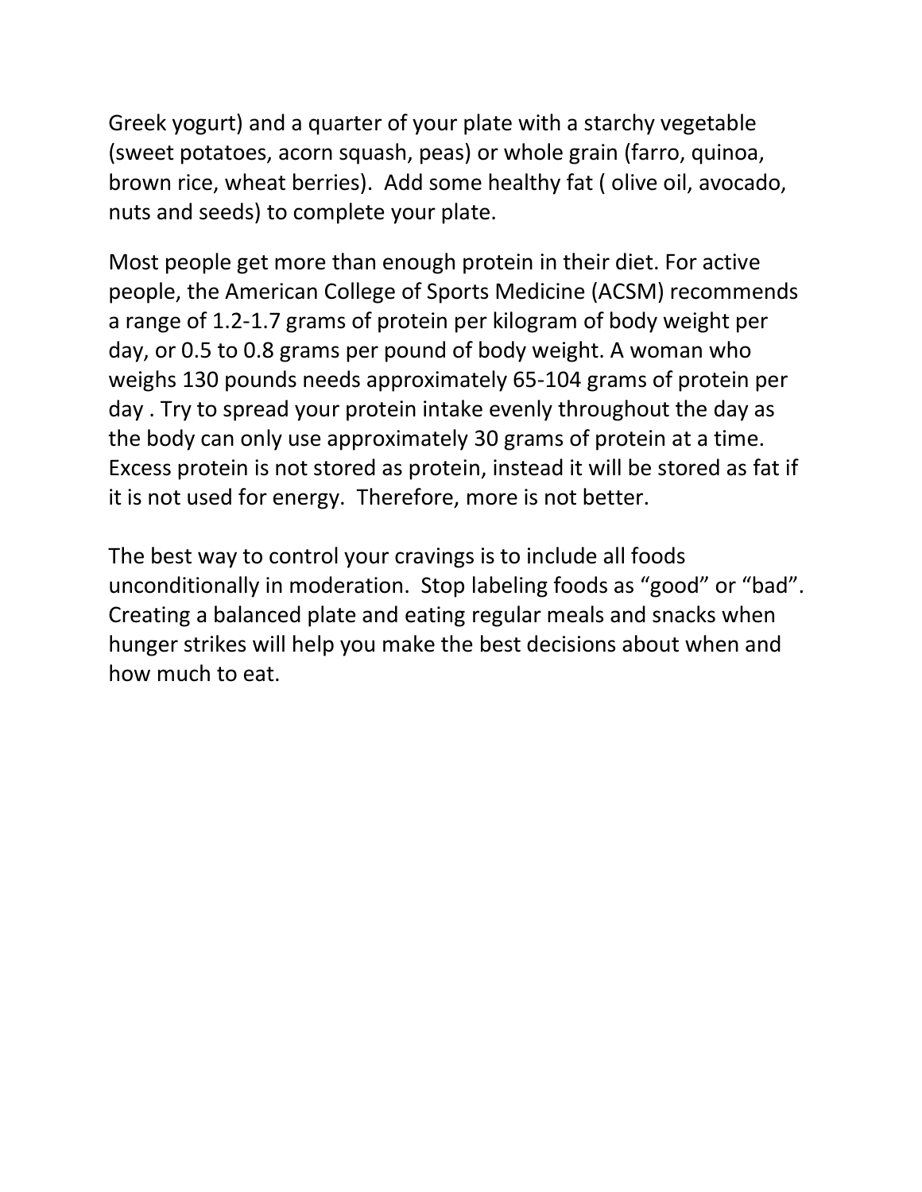Greek yogurt) and a quarter of your plate with a starchy vegetable (sweet potatoes, acorn squash, peas) or whole grain (farro, quinoa, brown rice, wheat berries). Add some healthy fat ( olive oil, avocado, nuts and seeds) to complete your plate.

Most people get more than enough protein in their diet. For active people, the American College of Sports Medicine (ACSM) recommends a range of 1.2-1.7 grams of protein per kilogram of body weight per day, or 0.5 to 0.8 grams per pound of body weight. A woman who weighs 130 pounds needs approximately 65-104 grams of protein per day . Try to spread your protein intake evenly throughout the day as the body can only use approximately 30 grams of protein at a time. Excess protein is not stored as protein, instead it will be stored as fat if it is not used for energy. Therefore, more is not better.

The best way to control your cravings is to include all foods unconditionally in moderation. Stop labeling foods as "good" or "bad". Creating a balanced plate and eating regular meals and snacks when hunger strikes will help you make the best decisions about when and how much to eat.